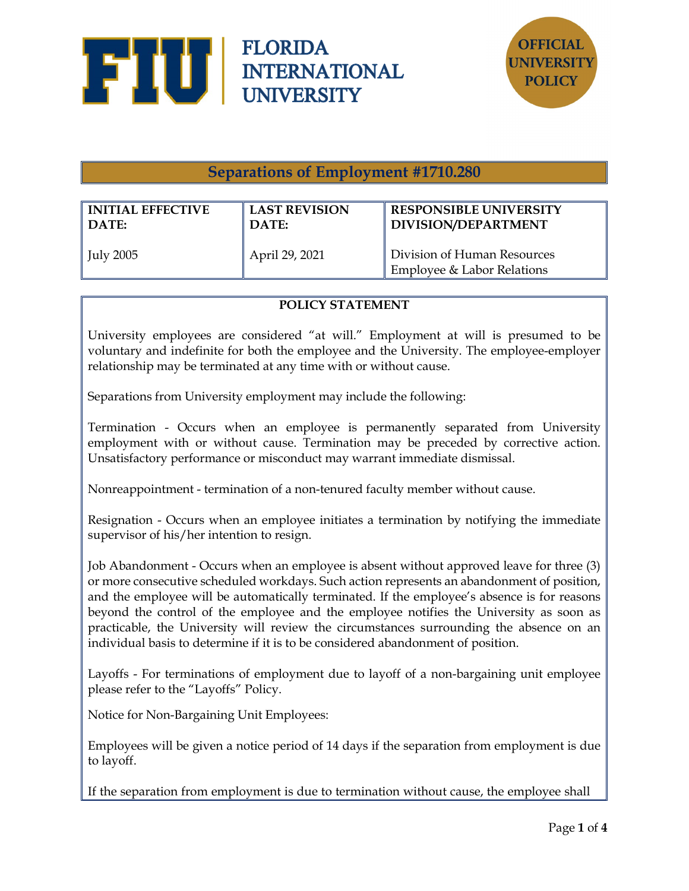FLORIDA INTERNATIONAL UNIVERSITY

OFFICIAL UNIVERSITY POLICY

# Separations of Employment #1710.280

| INITIAL EFFECTIVE DATE: | LAST REVISION DATE: | RESPONSIBLE UNIVERSITY DIVISION/DEPARTMENT |
|---|---|---|
| July 2005 | April 29, 2021 | Division of Human Resources Employee & Labor Relations |

## POLICY STATEMENT

University employees are considered "at will." Employment at will is presumed to be voluntary and indefinite for both the employee and the University. The employee-employer relationship may be terminated at any time with or without cause.

Separations from University employment may include the following:

Termination - Occurs when an employee is permanently separated from University employment with or without cause. Termination may be preceded by corrective action. Unsatisfactory performance or misconduct may warrant immediate dismissal.

Nonreappointment - termination of a non-tenured faculty member without cause.

Resignation - Occurs when an employee initiates a termination by notifying the immediate supervisor of his/her intention to resign.

Job Abandonment - Occurs when an employee is absent without approved leave for three (3) or more consecutive scheduled workdays. Such action represents an abandonment of position, and the employee will be automatically terminated. If the employee's absence is for reasons beyond the control of the employee and the employee notifies the University as soon as practicable, the University will review the circumstances surrounding the absence on an individual basis to determine if it is to be considered abandonment of position.

Layoffs - For terminations of employment due to layoff of a non-bargaining unit employee please refer to the "Layoffs" Policy.

Notice for Non-Bargaining Unit Employees:

Employees will be given a notice period of 14 days if the separation from employment is due to layoff.

If the separation from employment is due to termination without cause, the employee shall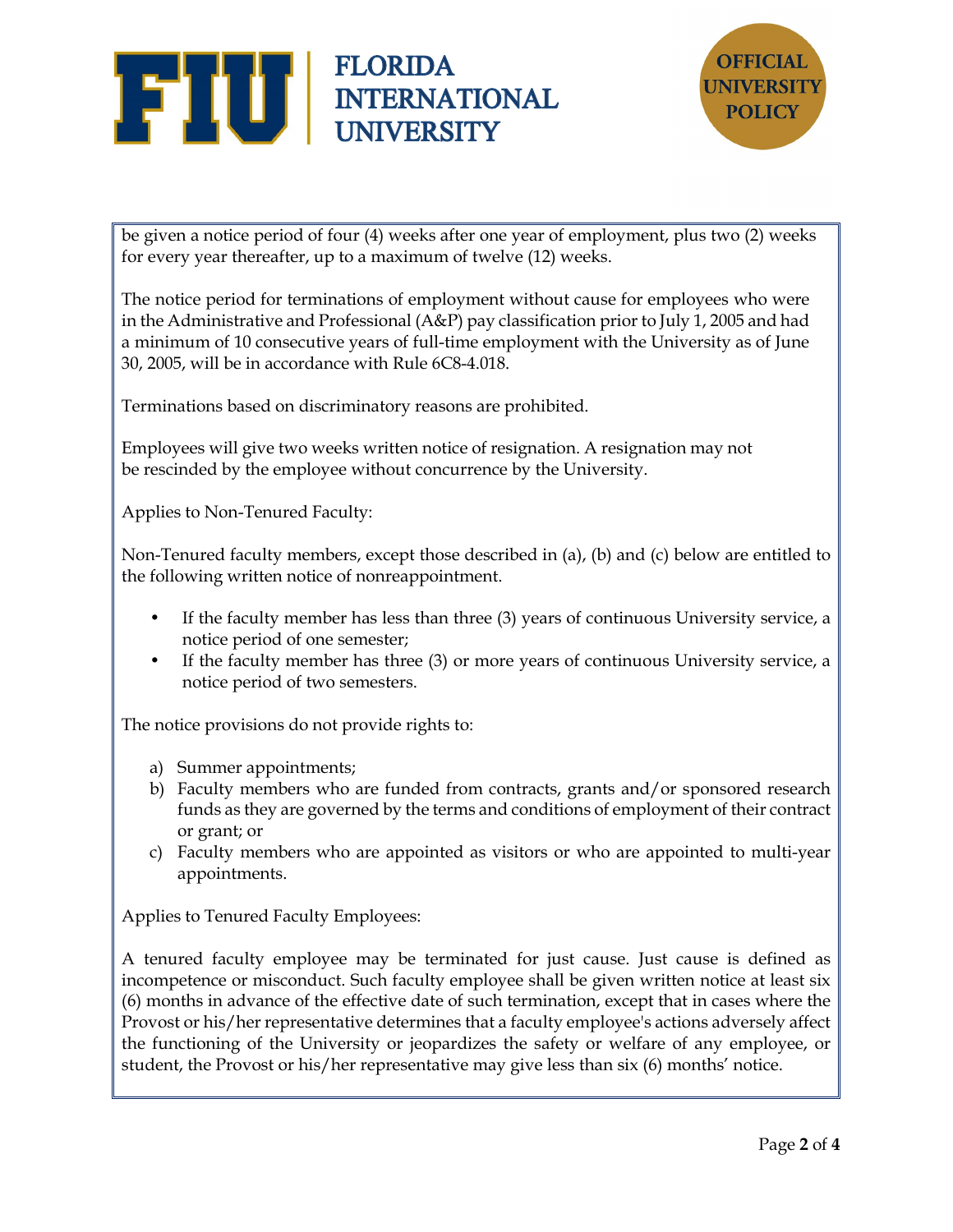be given a notice period of four (4) weeks after one year of employment, plus two (2) weeks for every year thereafter, up to a maximum of twelve (12) weeks.

The notice period for terminations of employment without cause for employees who were in the Administrative and Professional (A&P) pay classification prior to July 1, 2005 and had a minimum of 10 consecutive years of full-time employment with the University as of June 30, 2005, will be in accordance with Rule 6C8-4.018.

Terminations based on discriminatory reasons are prohibited.

Employees will give two weeks written notice of resignation. A resignation may not be rescinded by the employee without concurrence by the University.

Applies to Non-Tenured Faculty:

Non-Tenured faculty members, except those described in (a), (b) and (c) below are entitled to the following written notice of nonreappointment.

- If the faculty member has less than three (3) years of continuous University service, a notice period of one semester;
- If the faculty member has three (3) or more years of continuous University service, a notice period of two semesters.

The notice provisions do not provide rights to:

a) Summer appointments;
b) Faculty members who are funded from contracts, grants and/or sponsored research funds as they are governed by the terms and conditions of employment of their contract or grant; or
c) Faculty members who are appointed as visitors or who are appointed to multi-year appointments.

Applies to Tenured Faculty Employees:

A tenured faculty employee may be terminated for just cause. Just cause is defined as incompetence or misconduct. Such faculty employee shall be given written notice at least six (6) months in advance of the effective date of such termination, except that in cases where the Provost or his/her representative determines that a faculty employee's actions adversely affect the functioning of the University or jeopardizes the safety or welfare of any employee, or student, the Provost or his/her representative may give less than six (6) months' notice.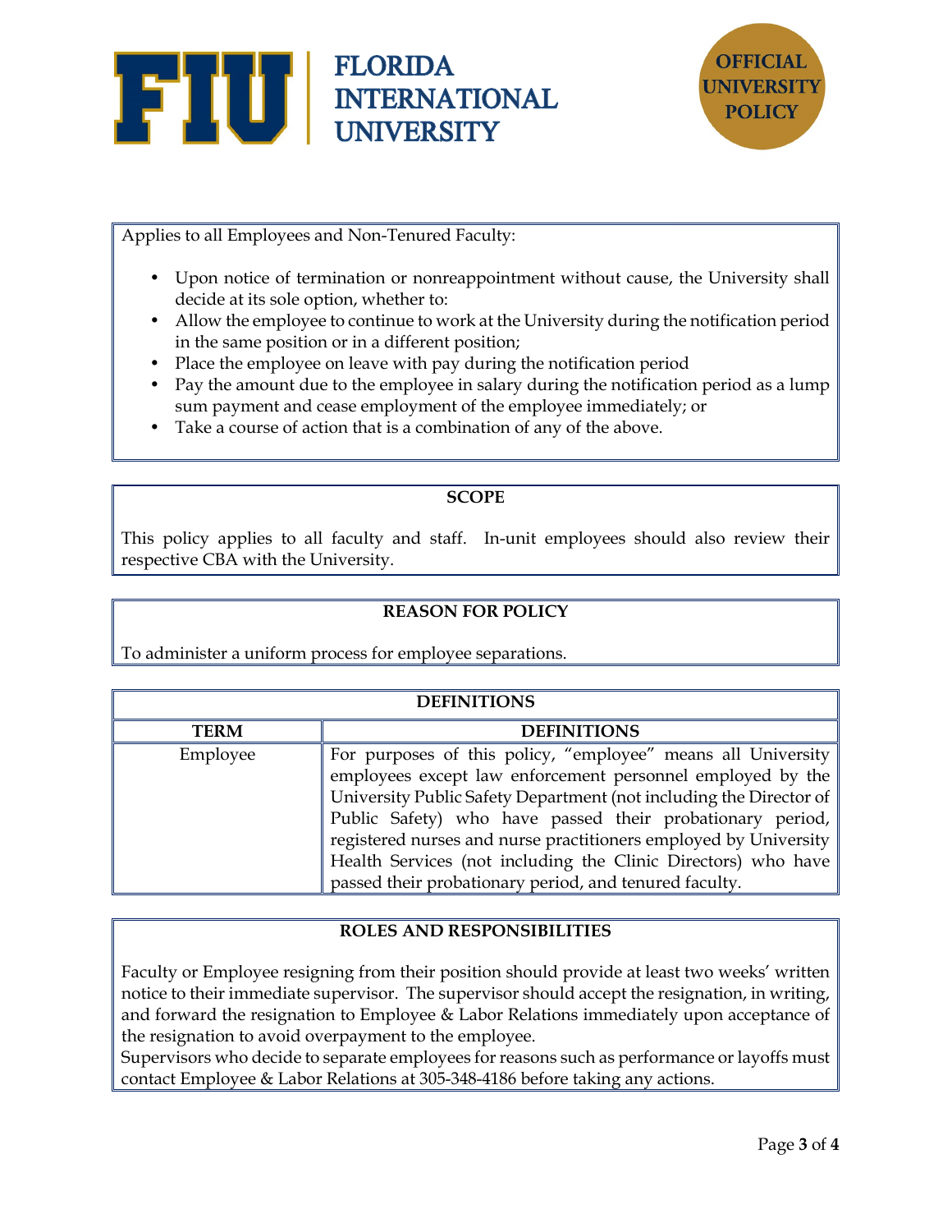Applies to all Employees and Non-Tenured Faculty:

- Upon notice of termination or nonreappointment without cause, the University shall decide at its sole option, whether to:
- Allow the employee to continue to work at the University during the notification period in the same position or in a different position;
- Place the employee on leave with pay during the notification period
- Pay the amount due to the employee in salary during the notification period as a lump sum payment and cease employment of the employee immediately; or
- Take a course of action that is a combination of any of the above.

## SCOPE

This policy applies to all faculty and staff. In-unit employees should also review their respective CBA with the University.

## REASON FOR POLICY

To administer a uniform process for employee separations.

## DEFINITIONS

| TERM | DEFINITIONS |
| --- | --- |
| Employee | For purposes of this policy, "employee" means all University employees except law enforcement personnel employed by the University Public Safety Department (not including the Director of Public Safety) who have passed their probationary period, registered nurses and nurse practitioners employed by University Health Services (not including the Clinic Directors) who have passed their probationary period, and tenured faculty. |

## ROLES AND RESPONSIBILITIES

Faculty or Employee resigning from their position should provide at least two weeks' written notice to their immediate supervisor. The supervisor should accept the resignation, in writing, and forward the resignation to Employee & Labor Relations immediately upon acceptance of the resignation to avoid overpayment to the employee.

Supervisors who decide to separate employees for reasons such as performance or layoffs must contact Employee & Labor Relations at 305-348-4186 before taking any actions.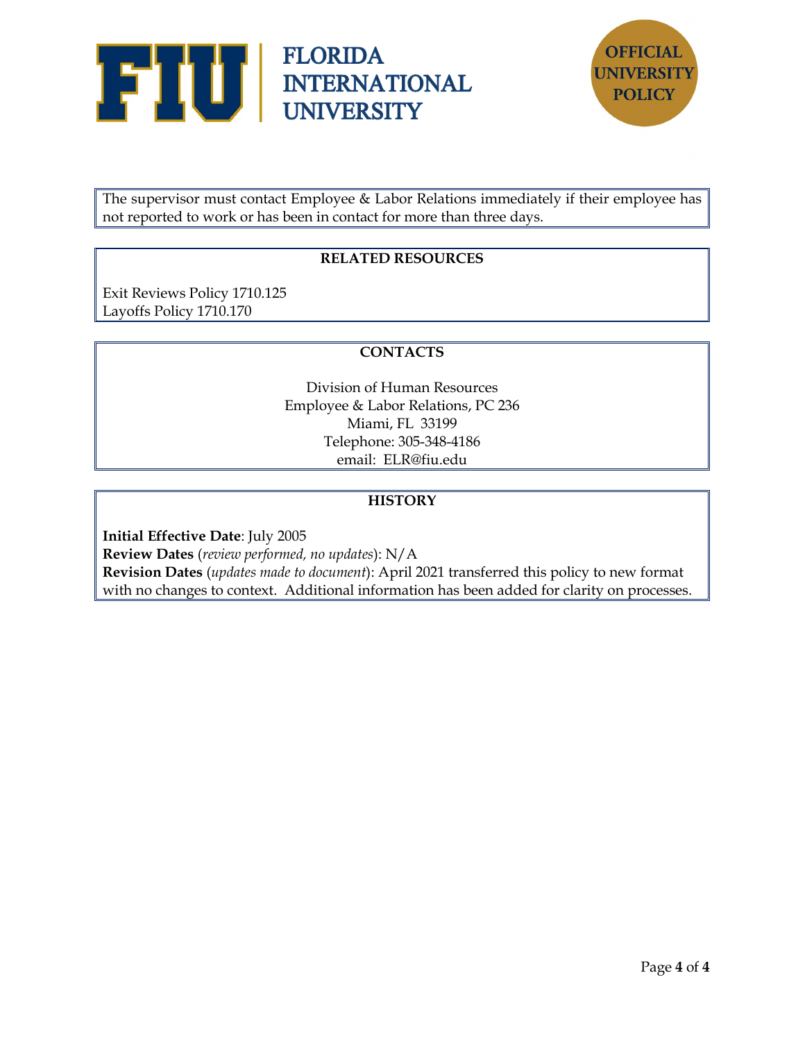The supervisor must contact Employee & Labor Relations immediately if their employee has not reported to work or has been in contact for more than three days.

## RELATED RESOURCES

Exit Reviews Policy 1710.125
Layoffs Policy 1710.170

## CONTACTS

Division of Human Resources
Employee & Labor Relations, PC 236
Miami, FL 33199
Telephone: 305-348-4186
email: ELR@fiu.edu

## HISTORY

**Initial Effective Date**: July 2005
**Review Dates** (*review performed, no updates*): N/A
**Revision Dates** (*updates made to document*): April 2021 transferred this policy to new format with no changes to context. Additional information has been added for clarity on processes.